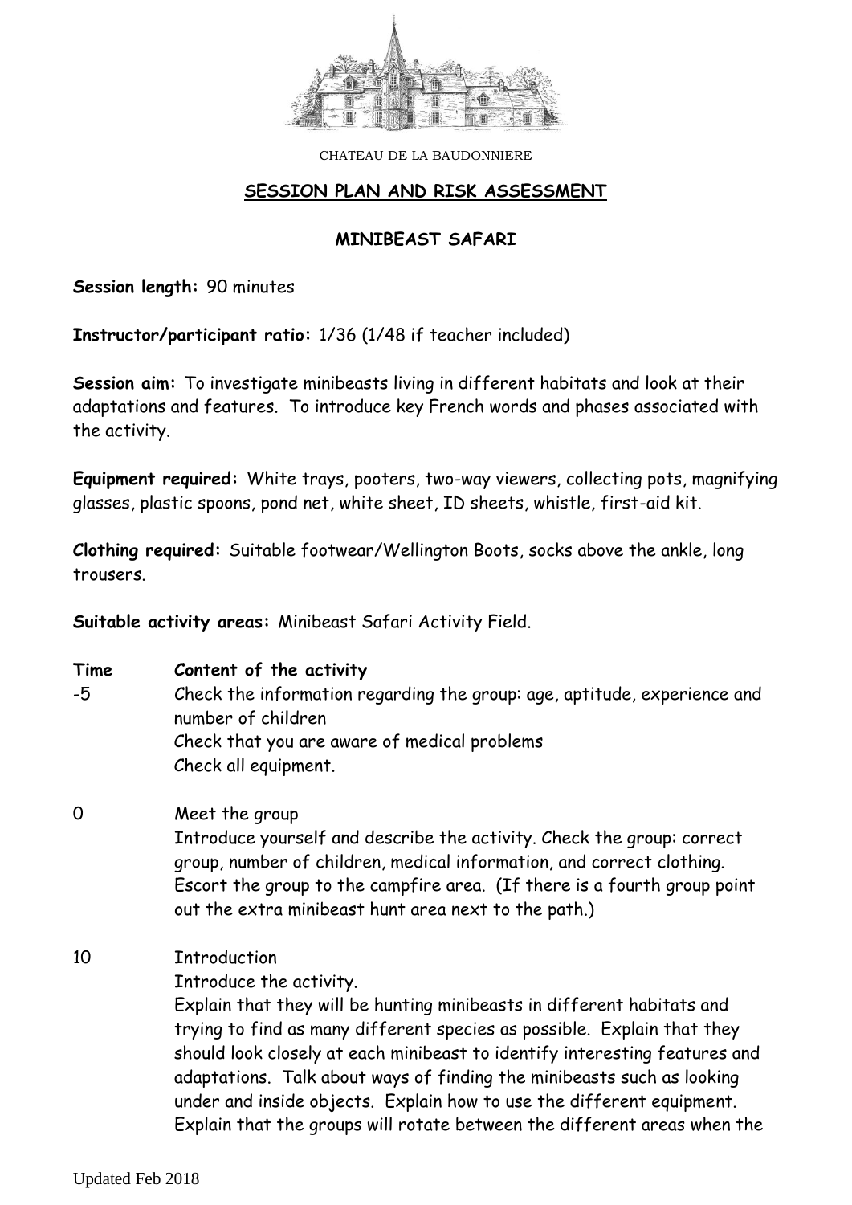CHATEAU DE LA BAUDONNIERE

## SESSION PLAN AND RISK ASSESSMENT

### MINIBEAST SAFARI

**Session length:** 90 minutes

**Instructor/participant ratio:** 1/36 (1/48 if teacher included)

**Session aim:** To investigate minibeasts living in different habitats and look at their adaptations and features. To introduce key French words and phases associated with the activity.

**Equipment required:** White trays, pooters, two-way viewers, collecting pots, magnifying glasses, plastic spoons, pond net, white sheet, ID sheets, whistle, first-aid kit.

**Clothing required:** Suitable footwear/Wellington Boots, socks above the ankle, long trousers.

**Suitable activity areas:** Minibeast Safari Activity Field.

| **Time** | **Content of the activity** |
| --- | --- |
| -5 | Check the information regarding the group: age, aptitude, experience and number of children<br>Check that you are aware of medical problems<br>Check all equipment. |
| 0 | Meet the group<br>Introduce yourself and describe the activity. Check the group: correct group, number of children, medical information, and correct clothing. Escort the group to the campfire area. (If there is a fourth group point out the extra minibeast hunt area next to the path.) |
| 10 | Introduction<br>Introduce the activity.<br>Explain that they will be hunting minibeasts in different habitats and trying to find as many different species as possible. Explain that they should look closely at each minibeast to identify interesting features and adaptations. Talk about ways of finding the minibeasts such as looking under and inside objects. Explain how to use the different equipment. Explain that the groups will rotate between the different areas when the |

Updated Feb 2018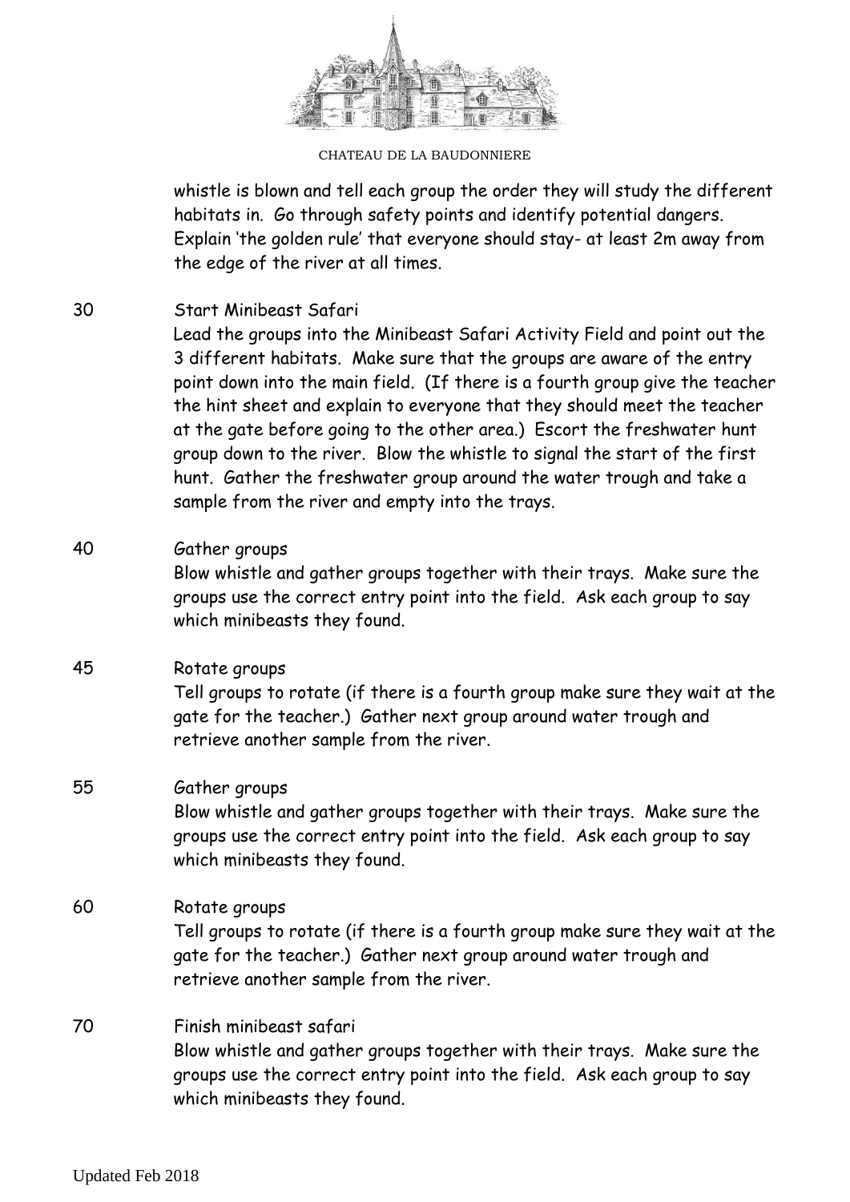whistle is blown and tell each group the order they will study the different habitats in. Go through safety points and identify potential dangers. Explain 'the golden rule' that everyone should stay- at least 2m away from the edge of the river at all times.

| | |
|---|---|
| 30 | Start Minibeast Safari<br>Lead the groups into the Minibeast Safari Activity Field and point out the 3 different habitats. Make sure that the groups are aware of the entry point down into the main field. (If there is a fourth group give the teacher the hint sheet and explain to everyone that they should meet the teacher at the gate before going to the other area.) Escort the freshwater hunt group down to the river. Blow the whistle to signal the start of the first hunt. Gather the freshwater group around the water trough and take a sample from the river and empty into the trays. |
| 40 | Gather groups<br>Blow whistle and gather groups together with their trays. Make sure the groups use the correct entry point into the field. Ask each group to say which minibeasts they found. |
| 45 | Rotate groups<br>Tell groups to rotate (if there is a fourth group make sure they wait at the gate for the teacher.) Gather next group around water trough and retrieve another sample from the river. |
| 55 | Gather groups<br>Blow whistle and gather groups together with their trays. Make sure the groups use the correct entry point into the field. Ask each group to say which minibeasts they found. |
| 60 | Rotate groups<br>Tell groups to rotate (if there is a fourth group make sure they wait at the gate for the teacher.) Gather next group around water trough and retrieve another sample from the river. |
| 70 | Finish minibeast safari<br>Blow whistle and gather groups together with their trays. Make sure the groups use the correct entry point into the field. Ask each group to say which minibeasts they found. |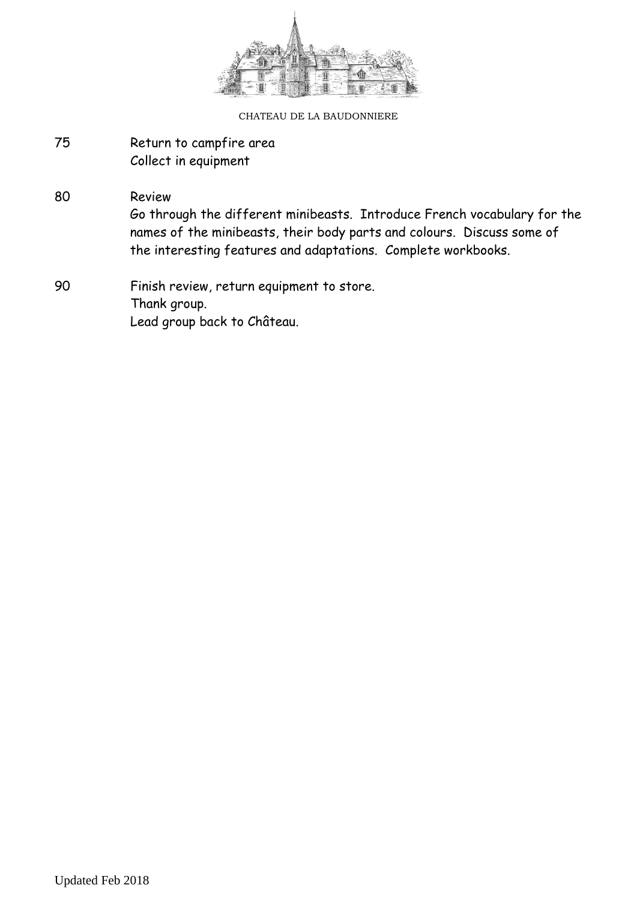| | |
|---|---|
| 75 | Return to campfire area<br>Collect in equipment |
| 80 | Review<br>Go through the different minibeasts. Introduce French vocabulary for the names of the minibeasts, their body parts and colours. Discuss some of the interesting features and adaptations. Complete workbooks. |
| 90 | Finish review, return equipment to store.<br>Thank group.<br>Lead group back to Château. |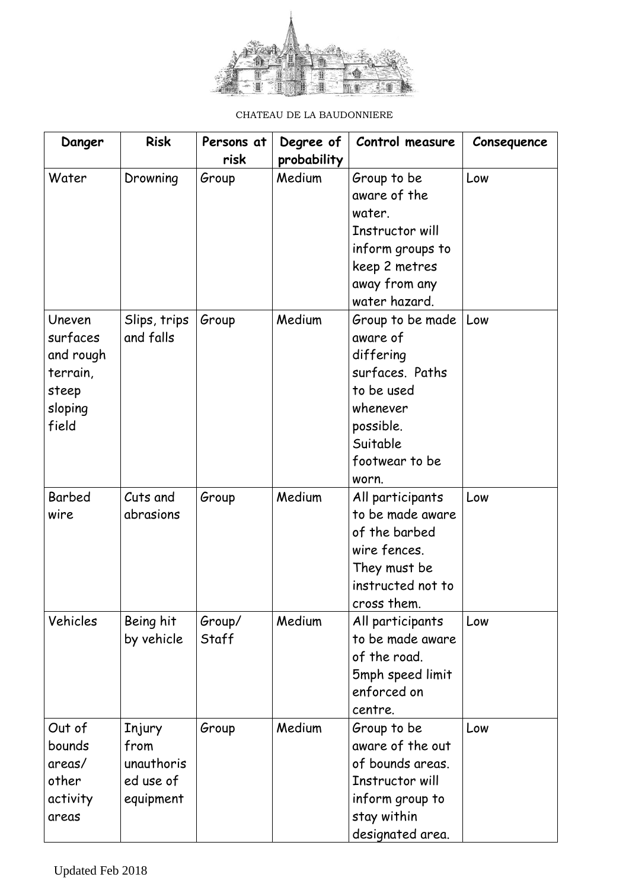CHATEAU DE LA BAUDONNIERE

| Danger | Risk | Persons at risk | Degree of probability | Control measure | Consequence |
|---|---|---|---|---|---|
| Water | Drowning | Group | Medium | Group to be aware of the water. Instructor will inform groups to keep 2 metres away from any water hazard. | Low |
| Uneven surfaces and rough terrain, steep sloping field | Slips, trips and falls | Group | Medium | Group to be made aware of differing surfaces. Paths to be used whenever possible. Suitable footwear to be worn. | Low |
| Barbed wire | Cuts and abrasions | Group | Medium | All participants to be made aware of the barbed wire fences. They must be instructed not to cross them. | Low |
| Vehicles | Being hit by vehicle | Group/ Staff | Medium | All participants to be made aware of the road. 5mph speed limit enforced on centre. | Low |
| Out of bounds areas/ other activity areas | Injury from unauthorised use of equipment | Group | Medium | Group to be aware of the out of bounds areas. Instructor will inform group to stay within designated area. | Low |

Updated Feb 2018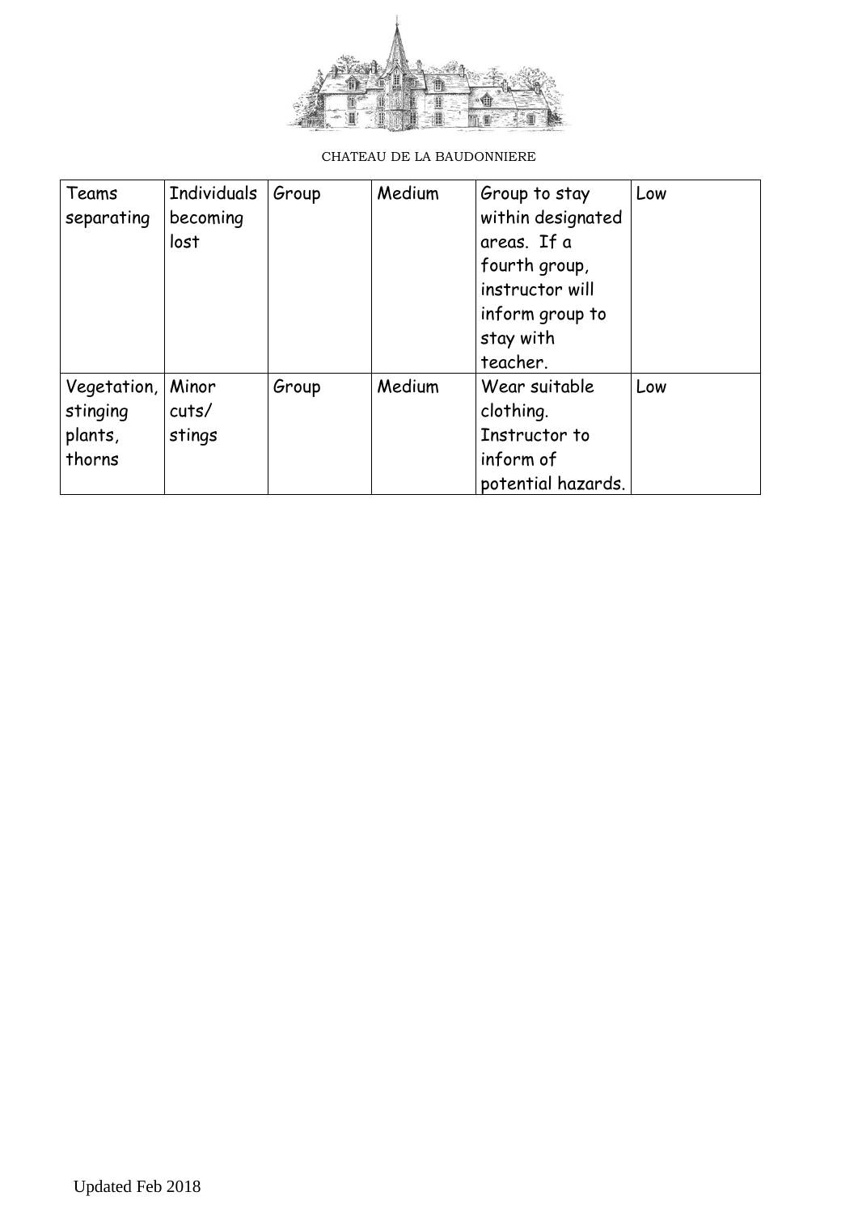CHATEAU DE LA BAUDONNIERE

| | | | | | |
|---|---|---|---|---|---|
| Teams separating | Individuals becoming lost | Group | Medium | Group to stay within designated areas. If a fourth group, instructor will inform group to stay with teacher. | Low |
| Vegetation, stinging plants, thorns | Minor cuts/ stings | Group | Medium | Wear suitable clothing. Instructor to inform of potential hazards. | Low |

Updated Feb 2018